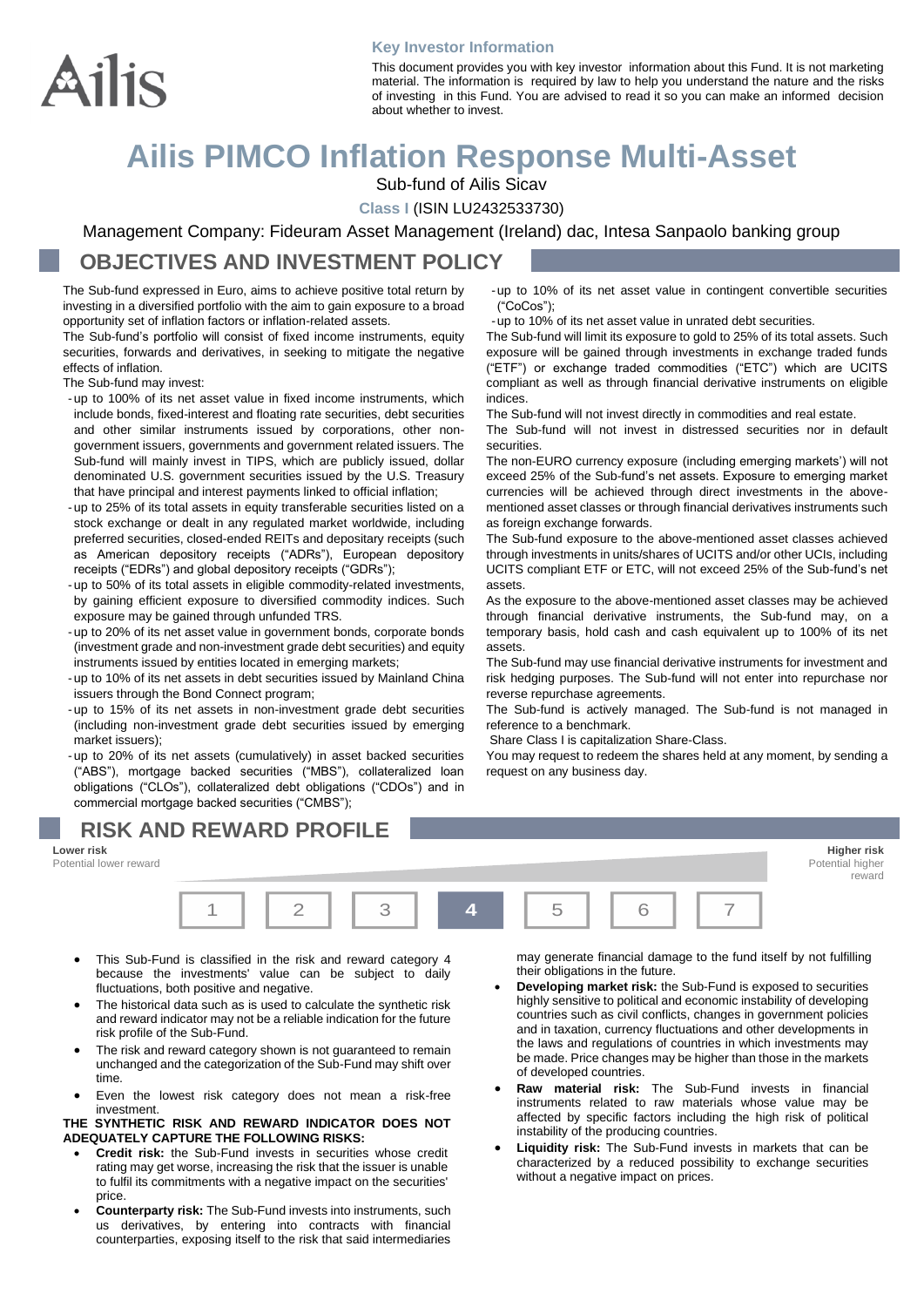Ailis

**Key Investor Information**

This document provides you with key investor information about this Fund. It is not marketing material. The information is required by law to help you understand the nature and the risks of investing in this Fund. You are advised to read it so you can make an informed decision about whether to invest.

# Ailis PIMCO Inflation Response Multi-Asset

Sub-fund of Ailis Sicav

Class I (ISIN LU2432533730)

Management Company: Fideuram Asset Management (Ireland) dac, Intesa Sanpaolo banking group

## OBJECTIVES AND INVESTMENT POLICY

The Sub-fund expressed in Euro, aims to achieve positive total return by investing in a diversified portfolio with the aim to gain exposure to a broad opportunity set of inflation factors or inflation-related assets.

The Sub-fund's portfolio will consist of fixed income instruments, equity securities, forwards and derivatives, in seeking to mitigate the negative effects of inflation.

The Sub-fund may invest:

- up to 100% of its net asset value in fixed income instruments, which include bonds, fixed-interest and floating rate securities, debt securities and other similar instruments issued by corporations, other non-government issuers, governments and government related issuers. The Sub-fund will mainly invest in TIPS, which are publicly issued, dollar denominated U.S. government securities issued by the U.S. Treasury that have principal and interest payments linked to official inflation;
- up to 25% of its total assets in equity transferable securities listed on a stock exchange or dealt in any regulated market worldwide, including preferred securities, closed-ended REITs and depositary receipts (such as American depository receipts ("ADRs"), European depository receipts ("EDRs") and global depository receipts ("GDRs");
- up to 50% of its total assets in eligible commodity-related investments, by gaining efficient exposure to diversified commodity indices. Such exposure may be gained through unfunded TRS.
- up to 20% of its net asset value in government bonds, corporate bonds (investment grade and non-investment grade debt securities) and equity instruments issued by entities located in emerging markets;
- up to 10% of its net assets in debt securities issued by Mainland China issuers through the Bond Connect program;
- up to 15% of its net assets in non-investment grade debt securities (including non-investment grade debt securities issued by emerging market issuers);
- up to 20% of its net assets (cumulatively) in asset backed securities ("ABS"), mortgage backed securities ("MBS"), collateralized loan obligations ("CLOs"), collateralized debt obligations ("CDOs") and in commercial mortgage backed securities ("CMBS");
- up to 10% of its net asset value in contingent convertible securities ("CoCos");
- up to 10% of its net asset value in unrated debt securities.

The Sub-fund will limit its exposure to gold to 25% of its total assets. Such exposure will be gained through investments in exchange traded funds ("ETF") or exchange traded commodities ("ETC") which are UCITS compliant as well as through financial derivative instruments on eligible indices.

The Sub-fund will not invest directly in commodities and real estate.

The Sub-fund will not invest in distressed securities nor in default securities.

The non-EURO currency exposure (including emerging markets') will not exceed 25% of the Sub-fund's net assets. Exposure to emerging market currencies will be achieved through direct investments in the above-mentioned asset classes or through financial derivatives instruments such as foreign exchange forwards.

The Sub-fund exposure to the above-mentioned asset classes achieved through investments in units/shares of UCITS and/or other UCIs, including UCITS compliant ETF or ETC, will not exceed 25% of the Sub-fund's net assets.

As the exposure to the above-mentioned asset classes may be achieved through financial derivative instruments, the Sub-fund may, on a temporary basis, hold cash and cash equivalent up to 100% of its net assets.

The Sub-fund may use financial derivative instruments for investment and risk hedging purposes. The Sub-fund will not enter into repurchase nor reverse repurchase agreements.

The Sub-fund is actively managed. The Sub-fund is not managed in reference to a benchmark.

Share Class I is capitalization Share-Class.

You may request to redeem the shares held at any moment, by sending a request on any business day.

## RISK AND REWARD PROFILE

**Lower risk** Potential lower reward — **Higher risk** Potential higher reward

| 1 | 2 | 3 | **4** | 5 | 6 | 7 |
|---|---|---|---|---|---|---|

- This Sub-Fund is classified in the risk and reward category 4 because the investments' value can be subject to daily fluctuations, both positive and negative.
- The historical data such as is used to calculate the synthetic risk and reward indicator may not be a reliable indication for the future risk profile of the Sub-Fund.
- The risk and reward category shown is not guaranteed to remain unchanged and the categorization of the Sub-Fund may shift over time.
- Even the lowest risk category does not mean a risk-free investment.

**THE SYNTHETIC RISK AND REWARD INDICATOR DOES NOT ADEQUATELY CAPTURE THE FOLLOWING RISKS:**

- **Credit risk:** the Sub-Fund invests in securities whose credit rating may get worse, increasing the risk that the issuer is unable to fulfil its commitments with a negative impact on the securities' price.
- **Counterparty risk:** The Sub-Fund invests into instruments, such us derivatives, by entering into contracts with financial counterparties, exposing itself to the risk that said intermediaries may generate financial damage to the fund itself by not fulfilling their obligations in the future.
- **Developing market risk:** the Sub-Fund is exposed to securities highly sensitive to political and economic instability of developing countries such as civil conflicts, changes in government policies and in taxation, currency fluctuations and other developments in the laws and regulations of countries in which investments may be made. Price changes may be higher than those in the markets of developed countries.
- **Raw material risk:** The Sub-Fund invests in financial instruments related to raw materials whose value may be affected by specific factors including the high risk of political instability of the producing countries.
- **Liquidity risk:** The Sub-Fund invests in markets that can be characterized by a reduced possibility to exchange securities without a negative impact on prices.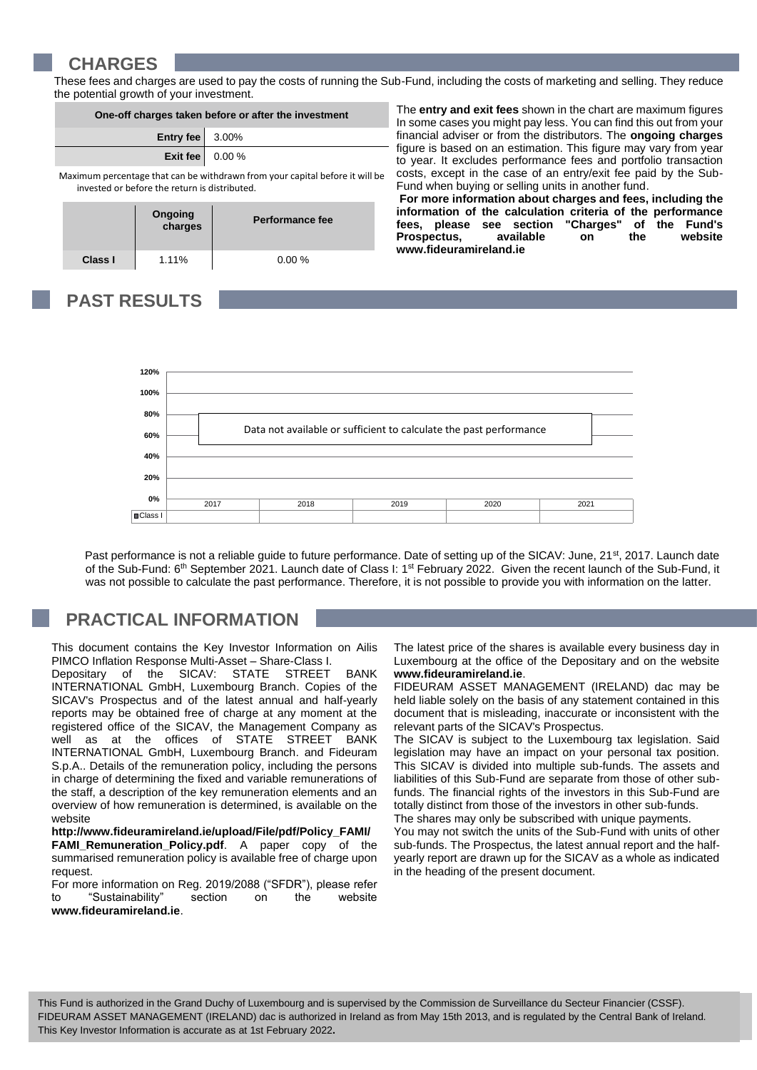## CHARGES

These fees and charges are used to pay the costs of running the Sub-Fund, including the costs of marketing and selling. They reduce the potential growth of your investment.

| One-off charges taken before or after the investment | |
|---|---|
| **Entry fee** | 3.00% |
| **Exit fee** | 0.00 % |

Maximum percentage that can be withdrawn from your capital before it will be invested or before the return is distributed.

| | Ongoing charges | Performance fee |
|---|---|---|
| **Class I** | 1.11% | 0.00 % |

The **entry and exit fees** shown in the chart are maximum figures In some cases you might pay less. You can find this out from your financial adviser or from the distributors. The **ongoing charges** figure is based on an estimation. This figure may vary from year to year. It excludes performance fees and portfolio transaction costs, except in the case of an entry/exit fee paid by the Sub-Fund when buying or selling units in another fund.

**For more information about charges and fees, including the information of the calculation criteria of the performance fees, please see section "Charges" of the Fund's Prospectus, available on the website www.fideuramireland.ie**

## PAST RESULTS

120%
100%
80%
60%
40%
20%
0%
Data not available or sufficient to calculate the past performance
2017 2018 2019 2020 2021
Class I

Past performance is not a reliable guide to future performance. Date of setting up of the SICAV: June, 21st, 2017. Launch date of the Sub-Fund: 6th September 2021. Launch date of Class I: 1st February 2022. Given the recent launch of the Sub-Fund, it was not possible to calculate the past performance. Therefore, it is not possible to provide you with information on the latter.

## PRACTICAL INFORMATION

This document contains the Key Investor Information on Ailis PIMCO Inflation Response Multi-Asset – Share-Class I.
Depositary of the SICAV: STATE STREET BANK INTERNATIONAL GmbH, Luxembourg Branch. Copies of the SICAV's Prospectus and of the latest annual and half-yearly reports may be obtained free of charge at any moment at the registered office of the SICAV, the Management Company as well as at the offices of STATE STREET BANK INTERNATIONAL GmbH, Luxembourg Branch. and Fideuram S.p.A.. Details of the remuneration policy, including the persons in charge of determining the fixed and variable remunerations of the staff, a description of the key remuneration elements and an overview of how remuneration is determined, is available on the website **http://www.fideuramireland.ie/upload/File/pdf/Policy_FAMI/FAMI_Remuneration_Policy.pdf**. A paper copy of the summarised remuneration policy is available free of charge upon request.
For more information on Reg. 2019/2088 ("SFDR"), please refer to "Sustainability" section on the website **www.fideuramireland.ie**.

The latest price of the shares is available every business day in Luxembourg at the office of the Depositary and on the website **www.fideuramireland.ie**.
FIDEURAM ASSET MANAGEMENT (IRELAND) dac may be held liable solely on the basis of any statement contained in this document that is misleading, inaccurate or inconsistent with the relevant parts of the SICAV's Prospectus.
The SICAV is subject to the Luxembourg tax legislation. Said legislation may have an impact on your personal tax position. This SICAV is divided into multiple sub-funds. The assets and liabilities of this Sub-Fund are separate from those of other sub-funds. The financial rights of the investors in this Sub-Fund are totally distinct from those of the investors in other sub-funds.
The shares may only be subscribed with unique payments.
You may not switch the units of the Sub-Fund with units of other sub-funds. The Prospectus, the latest annual report and the half-yearly report are drawn up for the SICAV as a whole as indicated in the heading of the present document.

This Fund is authorized in the Grand Duchy of Luxembourg and is supervised by the Commission de Surveillance du Secteur Financier (CSSF).
FIDEURAM ASSET MANAGEMENT (IRELAND) dac is authorized in Ireland as from May 15th 2013, and is regulated by the Central Bank of Ireland.
This Key Investor Information is accurate as at 1st February 2022.